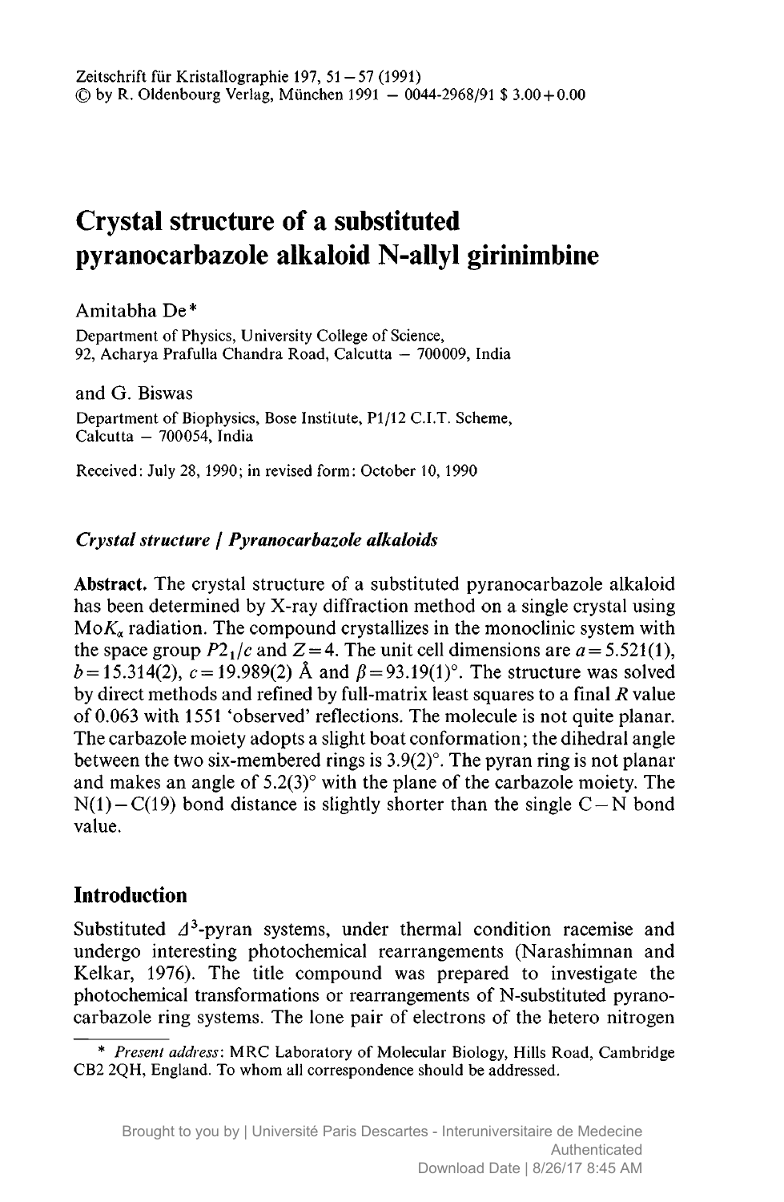# Crystal structure of a substituted pyranocarbazole alkaloid N-allyl girinimbine

Amitabha De*

Department of Physics, University College of Science,
92, Acharya Prafulla Chandra Road, Calcutta – 700009, India

and G. Biswas

Department of Biophysics, Bose Institute, P1/12 C.I.T. Scheme,
Calcutta – 700054, India

Received: July 28, 1990; in revised form: October 10, 1990

***Crystal structure / Pyranocarbazole alkaloids***

**Abstract.** The crystal structure of a substituted pyranocarbazole alkaloid has been determined by X-ray diffraction method on a single crystal using Mo$K_\alpha$ radiation. The compound crystallizes in the monoclinic system with the space group $P2_1/c$ and $Z = 4$. The unit cell dimensions are $a = 5.521(1)$, $b = 15.314(2)$, $c = 19.989(2)$ Å and $\beta = 93.19(1)°$. The structure was solved by direct methods and refined by full-matrix least squares to a final $R$ value of 0.063 with 1551 'observed' reflections. The molecule is not quite planar. The carbazole moiety adopts a slight boat conformation; the dihedral angle between the two six-membered rings is 3.9(2)°. The pyran ring is not planar and makes an angle of 5.2(3)° with the plane of the carbazole moiety. The N(1)–C(19) bond distance is slightly shorter than the single C–N bond value.

## Introduction

Substituted $\Delta^3$-pyran systems, under thermal condition racemise and undergo interesting photochemical rearrangements (Narashimnan and Kelkar, 1976). The title compound was prepared to investigate the photochemical transformations or rearrangements of N-substituted pyranocarbazole ring systems. The lone pair of electrons of the hetero nitrogen

\* *Present address*: MRC Laboratory of Molecular Biology, Hills Road, Cambridge CB2 2QH, England. To whom all correspondence should be addressed.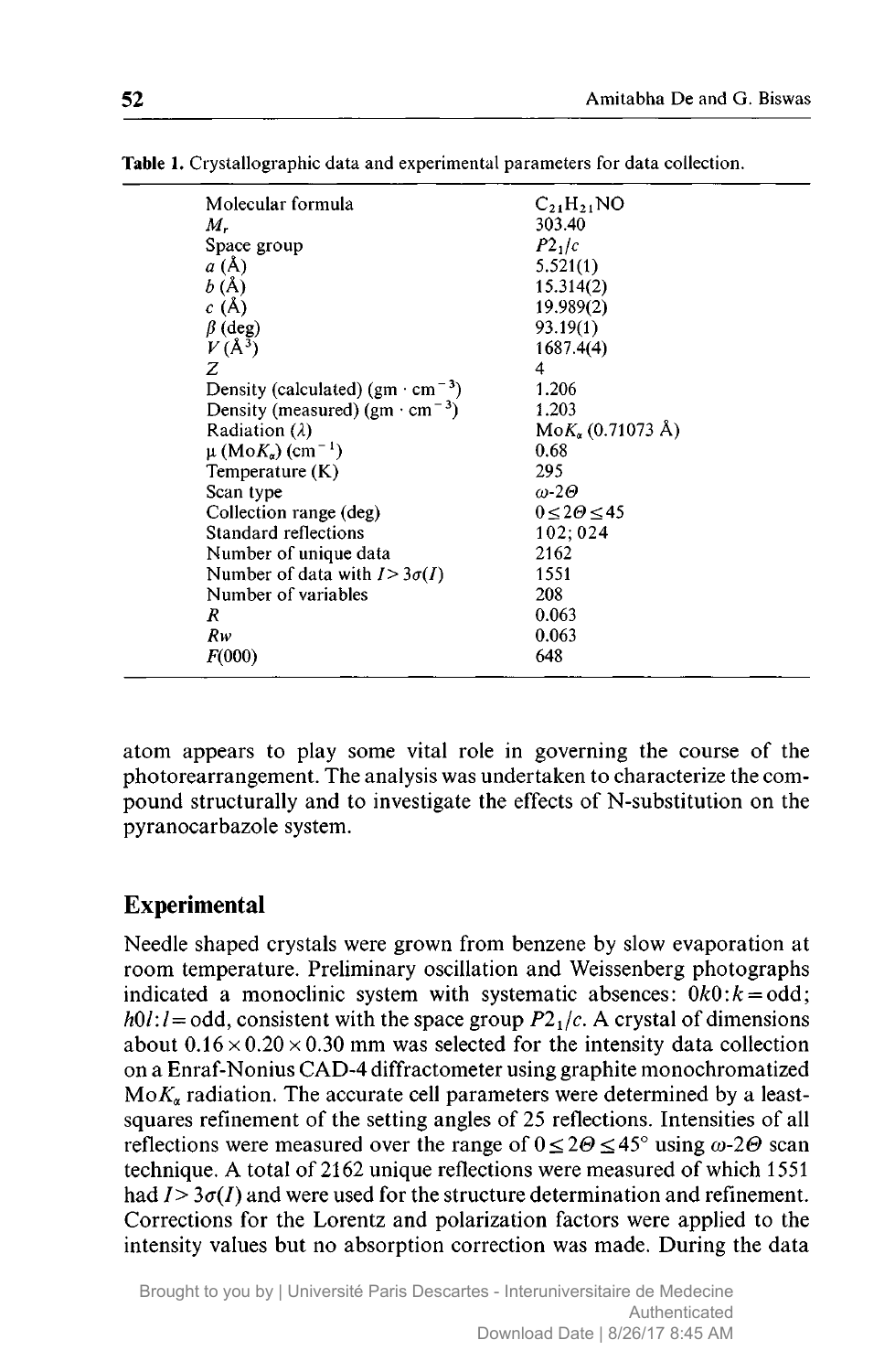**Table 1.** Crystallographic data and experimental parameters for data collection.

| | |
|---|---|
| Molecular formula | $C_{21}H_{21}NO$ |
| $M_r$ | 303.40 |
| Space group | $P2_1/c$ |
| $a$ (Å) | 5.521(1) |
| $b$ (Å) | 15.314(2) |
| $c$ (Å) | 19.989(2) |
| $\beta$ (deg) | 93.19(1) |
| $V$ (Å$^3$) | 1687.4(4) |
| $Z$ | 4 |
| Density (calculated) (gm · cm$^{-3}$) | 1.206 |
| Density (measured) (gm · cm$^{-3}$) | 1.203 |
| Radiation ($\lambda$) | Mo$K_\alpha$ (0.71073 Å) |
| $\mu$ (Mo$K_\alpha$) (cm$^{-1}$) | 0.68 |
| Temperature (K) | 295 |
| Scan type | $\omega$-$2\Theta$ |
| Collection range (deg) | $0 \leq 2\Theta \leq 45$ |
| Standard reflections | 102; 024 |
| Number of unique data | 2162 |
| Number of data with $I > 3\sigma(I)$ | 1551 |
| Number of variables | 208 |
| $R$ | 0.063 |
| $Rw$ | 0.063 |
| $F(000)$ | 648 |

atom appears to play some vital role in governing the course of the photorearrangement. The analysis was undertaken to characterize the compound structurally and to investigate the effects of N-substitution on the pyranocarbazole system.

## Experimental

Needle shaped crystals were grown from benzene by slow evaporation at room temperature. Preliminary oscillation and Weissenberg photographs indicated a monoclinic system with systematic absences: $0k0$: $k$ = odd; $h0l$: $l$ = odd, consistent with the space group $P2_1/c$. A crystal of dimensions about $0.16 \times 0.20 \times 0.30$ mm was selected for the intensity data collection on a Enraf-Nonius CAD-4 diffractometer using graphite monochromatized Mo$K_\alpha$ radiation. The accurate cell parameters were determined by a least-squares refinement of the setting angles of 25 reflections. Intensities of all reflections were measured over the range of $0 \leq 2\Theta \leq 45°$ using $\omega$-$2\Theta$ scan technique. A total of 2162 unique reflections were measured of which 1551 had $I > 3\sigma(I)$ and were used for the structure determination and refinement. Corrections for the Lorentz and polarization factors were applied to the intensity values but no absorption correction was made. During the data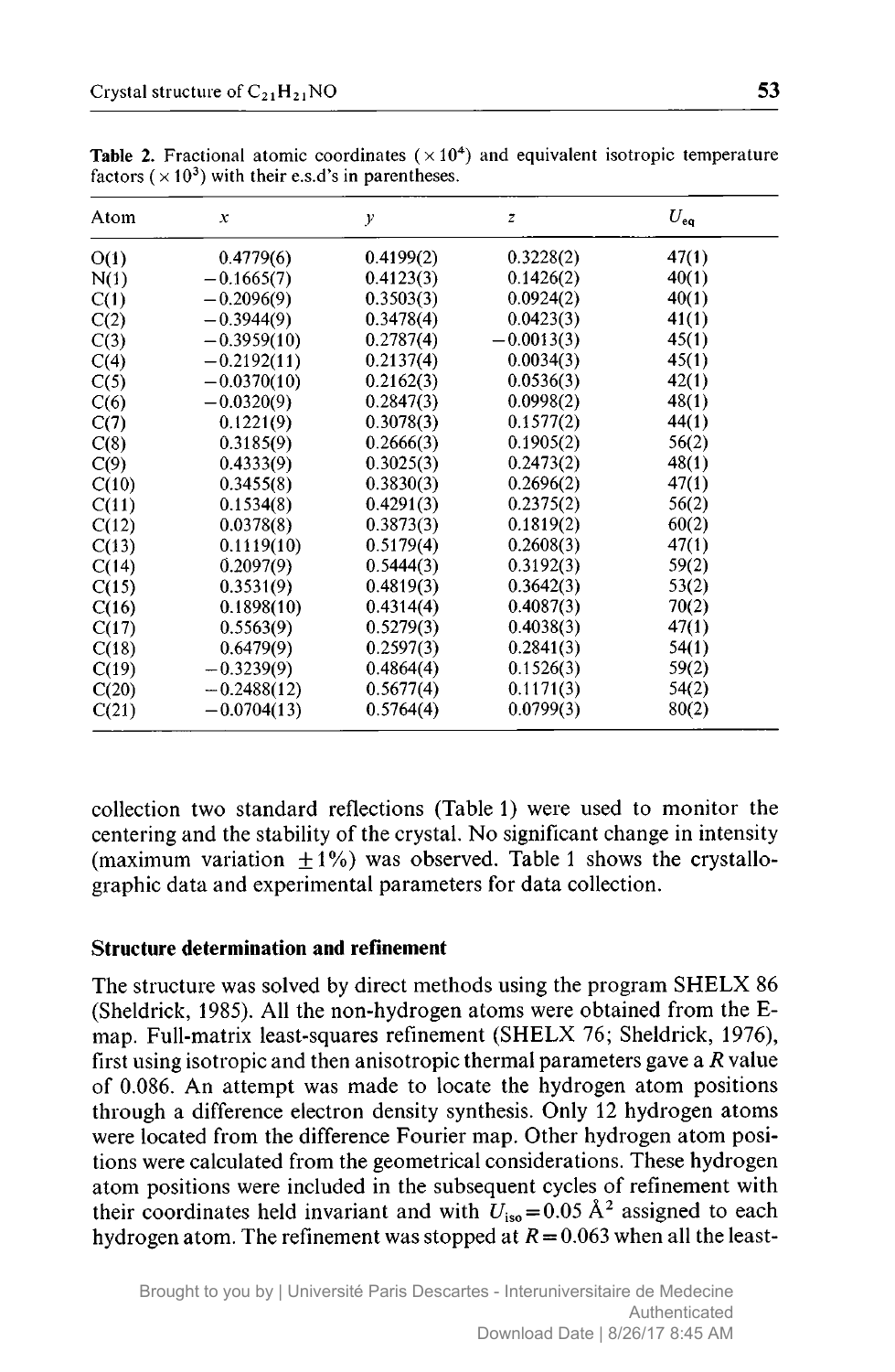**Table 2.** Fractional atomic coordinates ($\times 10^4$) and equivalent isotropic temperature factors ($\times 10^3$) with their e.s.d's in parentheses.

| Atom | $x$ | $y$ | $z$ | $U_{eq}$ |
|---|---|---|---|---|
| O(1) | 0.4779(6) | 0.4199(2) | 0.3228(2) | 47(1) |
| N(1) | −0.1665(7) | 0.4123(3) | 0.1426(2) | 40(1) |
| C(1) | −0.2096(9) | 0.3503(3) | 0.0924(2) | 40(1) |
| C(2) | −0.3944(9) | 0.3478(4) | 0.0423(3) | 41(1) |
| C(3) | −0.3959(10) | 0.2787(4) | −0.0013(3) | 45(1) |
| C(4) | −0.2192(11) | 0.2137(4) | 0.0034(3) | 45(1) |
| C(5) | −0.0370(10) | 0.2162(3) | 0.0536(3) | 42(1) |
| C(6) | −0.0320(9) | 0.2847(3) | 0.0998(2) | 48(1) |
| C(7) | 0.1221(9) | 0.3078(3) | 0.1577(2) | 44(1) |
| C(8) | 0.3185(9) | 0.2666(3) | 0.1905(2) | 56(2) |
| C(9) | 0.4333(9) | 0.3025(3) | 0.2473(2) | 48(1) |
| C(10) | 0.3455(8) | 0.3830(3) | 0.2696(2) | 47(1) |
| C(11) | 0.1534(8) | 0.4291(3) | 0.2375(2) | 56(2) |
| C(12) | 0.0378(8) | 0.3873(3) | 0.1819(2) | 60(2) |
| C(13) | 0.1119(10) | 0.5179(4) | 0.2608(3) | 47(1) |
| C(14) | 0.2097(9) | 0.5444(3) | 0.3192(3) | 59(2) |
| C(15) | 0.3531(9) | 0.4819(3) | 0.3642(3) | 53(2) |
| C(16) | 0.1898(10) | 0.4314(4) | 0.4087(3) | 70(2) |
| C(17) | 0.5563(9) | 0.5279(3) | 0.4038(3) | 47(1) |
| C(18) | 0.6479(9) | 0.2597(3) | 0.2841(3) | 54(1) |
| C(19) | −0.3239(9) | 0.4864(4) | 0.1526(3) | 59(2) |
| C(20) | −0.2488(12) | 0.5677(4) | 0.1171(3) | 54(2) |
| C(21) | −0.0704(13) | 0.5764(4) | 0.0799(3) | 80(2) |

collection two standard reflections (Table 1) were used to monitor the centering and the stability of the crystal. No significant change in intensity (maximum variation $\pm 1\%$) was observed. Table 1 shows the crystallographic data and experimental parameters for data collection.

## Structure determination and refinement

The structure was solved by direct methods using the program SHELX 86 (Sheldrick, 1985). All the non-hydrogen atoms were obtained from the E-map. Full-matrix least-squares refinement (SHELX 76; Sheldrick, 1976), first using isotropic and then anisotropic thermal parameters gave a $R$ value of 0.086. An attempt was made to locate the hydrogen atom positions through a difference electron density synthesis. Only 12 hydrogen atoms were located from the difference Fourier map. Other hydrogen atom positions were calculated from the geometrical considerations. These hydrogen atom positions were included in the subsequent cycles of refinement with their coordinates held invariant and with $U_{iso} = 0.05$ Å$^2$ assigned to each hydrogen atom. The refinement was stopped at $R = 0.063$ when all the least-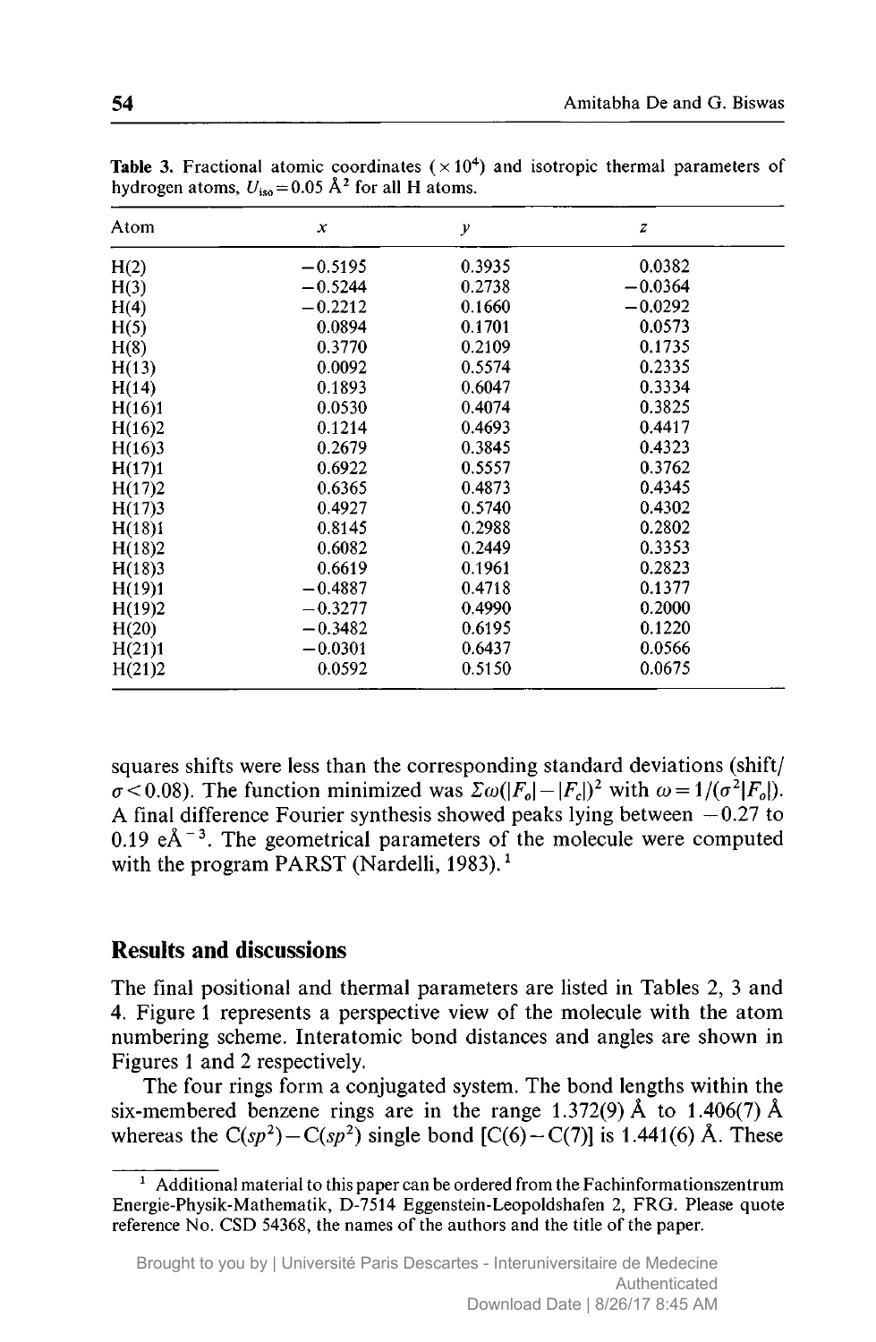**Table 3.** Fractional atomic coordinates ($\times 10^4$) and isotropic thermal parameters of hydrogen atoms, $U_{iso} = 0.05$ Å$^2$ for all H atoms.

| Atom | $x$ | $y$ | $z$ |
|---|---|---|---|
| H(2) | −0.5195 | 0.3935 | 0.0382 |
| H(3) | −0.5244 | 0.2738 | −0.0364 |
| H(4) | −0.2212 | 0.1660 | −0.0292 |
| H(5) | 0.0894 | 0.1701 | 0.0573 |
| H(8) | 0.3770 | 0.2109 | 0.1735 |
| H(13) | 0.0092 | 0.5574 | 0.2335 |
| H(14) | 0.1893 | 0.6047 | 0.3334 |
| H(16)1 | 0.0530 | 0.4074 | 0.3825 |
| H(16)2 | 0.1214 | 0.4693 | 0.4417 |
| H(16)3 | 0.2679 | 0.3845 | 0.4323 |
| H(17)1 | 0.6922 | 0.5557 | 0.3762 |
| H(17)2 | 0.6365 | 0.4873 | 0.4345 |
| H(17)3 | 0.4927 | 0.5740 | 0.4302 |
| H(18)1 | 0.8145 | 0.2988 | 0.2802 |
| H(18)2 | 0.6082 | 0.2449 | 0.3353 |
| H(18)3 | 0.6619 | 0.1961 | 0.2823 |
| H(19)1 | −0.4887 | 0.4718 | 0.1377 |
| H(19)2 | −0.3277 | 0.4990 | 0.2000 |
| H(20) | −0.3482 | 0.6195 | 0.1220 |
| H(21)1 | −0.0301 | 0.6437 | 0.0566 |
| H(21)2 | 0.0592 | 0.5150 | 0.0675 |

squares shifts were less than the corresponding standard deviations (shift/$\sigma < 0.08$). The function minimized was $\Sigma\omega(|F_o| - |F_c|)^2$ with $\omega = 1/(\sigma^2|F_o|)$. A final difference Fourier synthesis showed peaks lying between −0.27 to 0.19 eÅ$^{-3}$. The geometrical parameters of the molecule were computed with the program PARST (Nardelli, 1983).[1]

## Results and discussions

The final positional and thermal parameters are listed in Tables 2, 3 and 4. Figure 1 represents a perspective view of the molecule with the atom numbering scheme. Interatomic bond distances and angles are shown in Figures 1 and 2 respectively.

The four rings form a conjugated system. The bond lengths within the six-membered benzene rings are in the range 1.372(9) Å to 1.406(7) Å whereas the $C(sp^2)-C(sp^2)$ single bond [C(6)−C(7)] is 1.441(6) Å. These

[1] Additional material to this paper can be ordered from the Fachinformationszentrum Energie-Physik-Mathematik, D-7514 Eggenstein-Leopoldshafen 2, FRG. Please quote reference No. CSD 54368, the names of the authors and the title of the paper.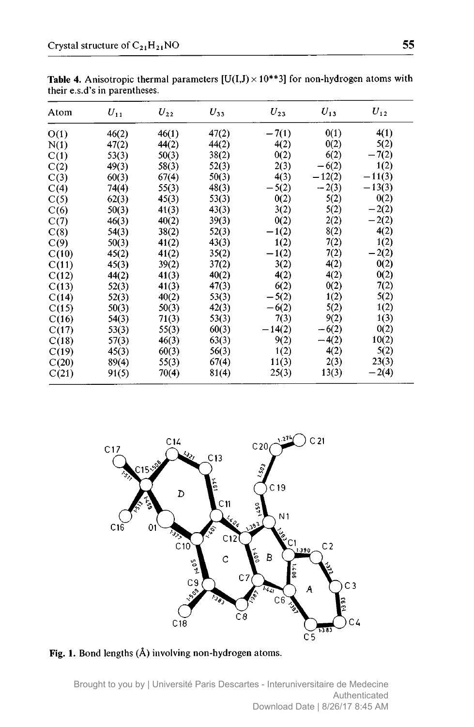**Table 4.** Anisotropic thermal parameters [U(I,J) × 10**3] for non-hydrogen atoms with their e.s.d's in parentheses.

| Atom | $U_{11}$ | $U_{22}$ | $U_{33}$ | $U_{23}$ | $U_{13}$ | $U_{12}$ |
|---|---|---|---|---|---|---|
| O(1) | 46(2) | 46(1) | 47(2) | −7(1) | 0(1) | 4(1) |
| N(1) | 47(2) | 44(2) | 44(2) | 4(2) | 0(2) | 5(2) |
| C(1) | 53(3) | 50(3) | 38(2) | 0(2) | 6(2) | −7(2) |
| C(2) | 49(3) | 58(3) | 52(3) | 2(3) | −6(2) | 1(2) |
| C(3) | 60(3) | 67(4) | 50(3) | 4(3) | −12(2) | −11(3) |
| C(4) | 74(4) | 55(3) | 48(3) | −5(2) | −2(3) | −13(3) |
| C(5) | 62(3) | 45(3) | 53(3) | 0(2) | 5(2) | 0(2) |
| C(6) | 50(3) | 41(3) | 43(3) | 3(2) | 5(2) | −2(2) |
| C(7) | 46(3) | 40(2) | 39(3) | 0(2) | 2(2) | −2(2) |
| C(8) | 54(3) | 38(2) | 52(3) | −1(2) | 8(2) | 4(2) |
| C(9) | 50(3) | 41(2) | 43(2) | 1(2) | 7(2) | 1(2) |
| C(10) | 45(2) | 41(2) | 35(2) | −1(2) | 7(2) | −2(2) |
| C(11) | 45(3) | 39(2) | 37(2) | 3(2) | 4(2) | 0(2) |
| C(12) | 44(2) | 41(3) | 40(2) | 4(2) | 4(2) | 0(2) |
| C(13) | 52(3) | 41(3) | 47(3) | 6(2) | 0(2) | 7(2) |
| C(14) | 52(3) | 40(2) | 53(3) | −5(2) | 1(2) | 5(2) |
| C(15) | 50(3) | 50(3) | 42(3) | −6(2) | 5(2) | 1(2) |
| C(16) | 54(3) | 71(3) | 53(3) | 7(3) | 9(2) | 1(3) |
| C(17) | 53(3) | 55(3) | 60(3) | −14(2) | −6(2) | 0(2) |
| C(18) | 57(3) | 46(3) | 63(3) | 9(2) | −4(2) | 10(2) |
| C(19) | 45(3) | 60(3) | 56(3) | 1(2) | 4(2) | 5(2) |
| C(20) | 89(4) | 55(3) | 67(4) | 11(3) | 2(3) | 23(3) |
| C(21) | 91(5) | 70(4) | 81(4) | 25(3) | 13(3) | −2(4) |

**Fig. 1.** Bond lengths (Å) involving non-hydrogen atoms.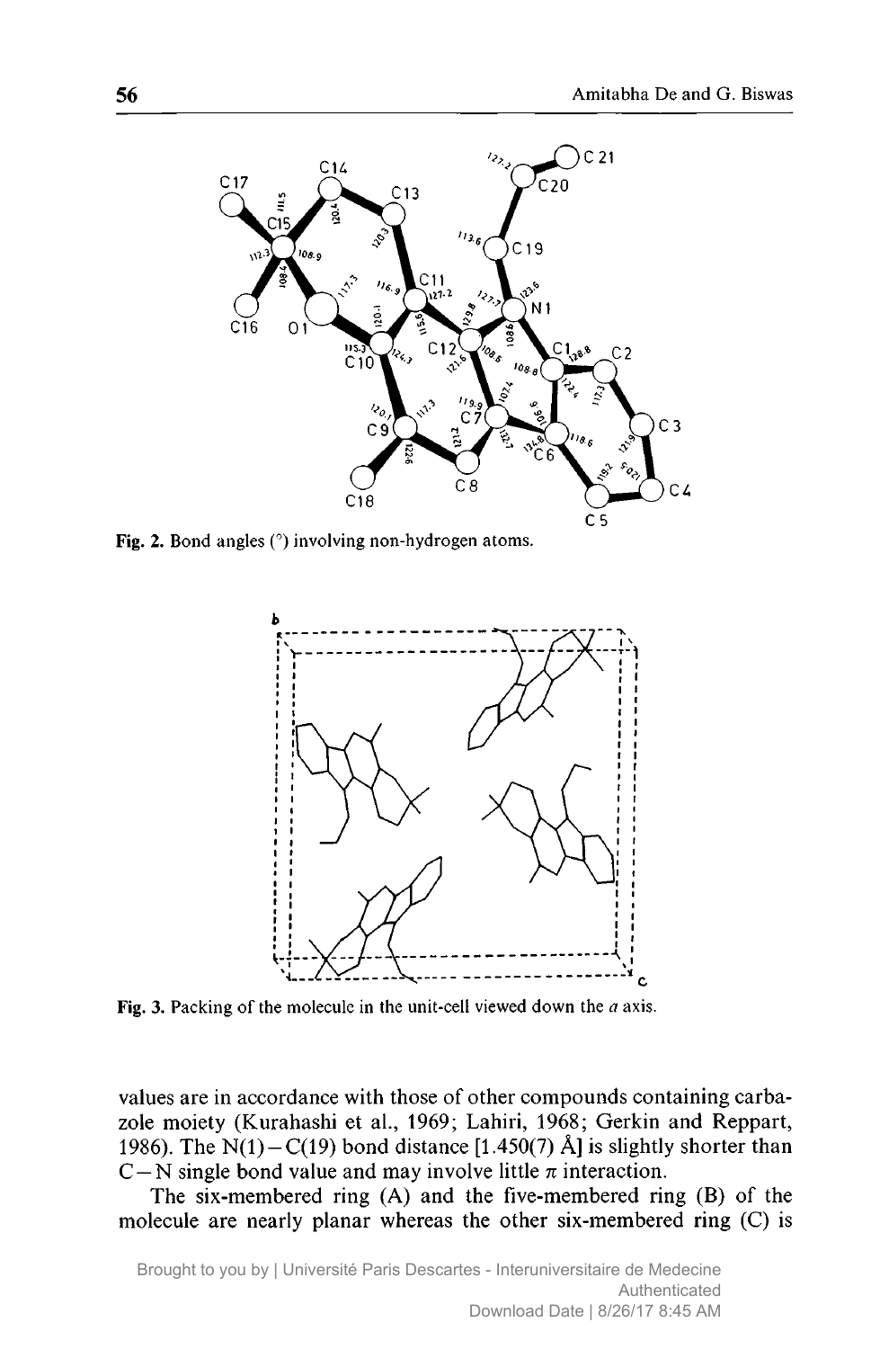Fig. 2. Bond angles (°) involving non-hydrogen atoms.

Fig. 3. Packing of the molecule in the unit-cell viewed down the $a$ axis.

values are in accordance with those of other compounds containing carbazole moiety (Kurahashi et al., 1969; Lahiri, 1968; Gerkin and Reppart, 1986). The N(1)−C(19) bond distance [1.450(7) Å] is slightly shorter than C−N single bond value and may involve little $\pi$ interaction.

The six-membered ring (A) and the five-membered ring (B) of the molecule are nearly planar whereas the other six-membered ring (C) is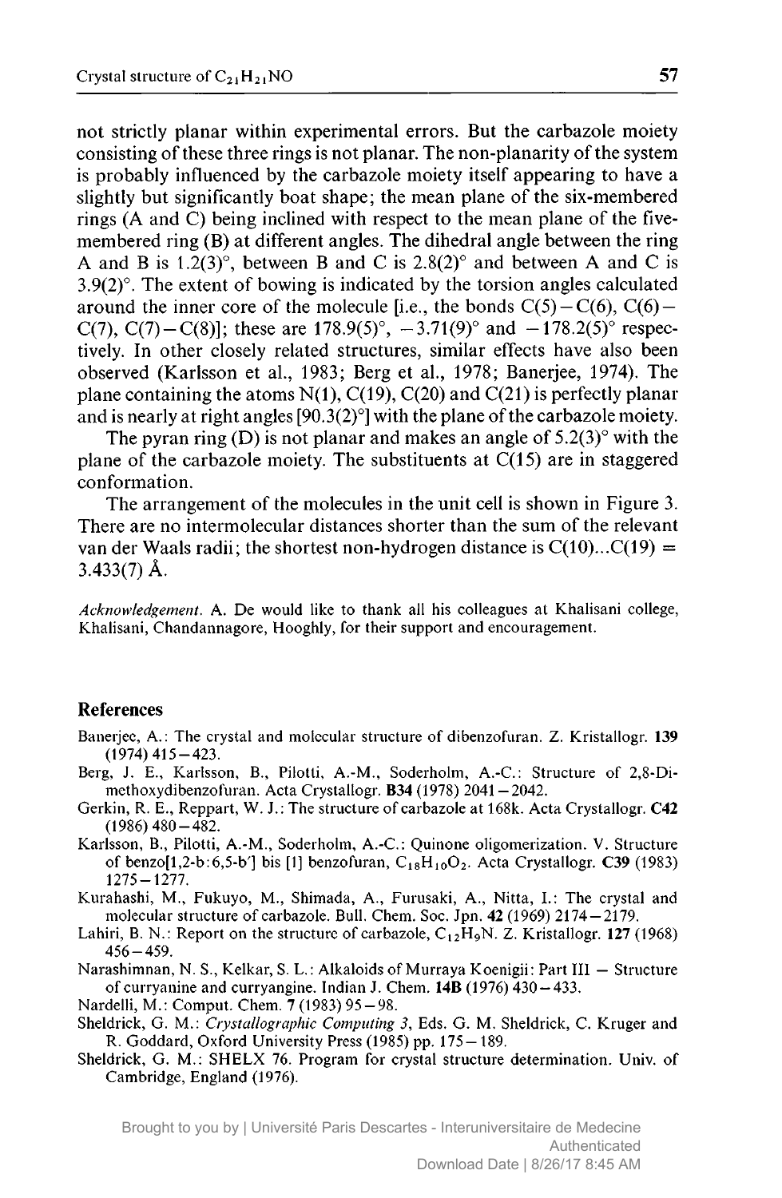not strictly planar within experimental errors. But the carbazole moiety consisting of these three rings is not planar. The non-planarity of the system is probably influenced by the carbazole moiety itself appearing to have a slightly but significantly boat shape; the mean plane of the six-membered rings (A and C) being inclined with respect to the mean plane of the five-membered ring (B) at different angles. The dihedral angle between the ring A and B is 1.2(3)°, between B and C is 2.8(2)° and between A and C is 3.9(2)°. The extent of bowing is indicated by the torsion angles calculated around the inner core of the molecule [i.e., the bonds C(5)−C(6), C(6)−C(7), C(7)−C(8)]; these are 178.9(5)°, −3.71(9)° and −178.2(5)° respectively. In other closely related structures, similar effects have also been observed (Karlsson et al., 1983; Berg et al., 1978; Banerjee, 1974). The plane containing the atoms N(1), C(19), C(20) and C(21) is perfectly planar and is nearly at right angles [90.3(2)°] with the plane of the carbazole moiety.

The pyran ring (D) is not planar and makes an angle of 5.2(3)° with the plane of the carbazole moiety. The substituents at C(15) are in staggered conformation.

The arrangement of the molecules in the unit cell is shown in Figure 3. There are no intermolecular distances shorter than the sum of the relevant van der Waals radii; the shortest non-hydrogen distance is C(10)...C(19) = 3.433(7) Å.

*Acknowledgement.* A. De would like to thank all his colleagues at Khalisani college, Khalisani, Chandannagore, Hooghly, for their support and encouragement.

## References

Banerjee, A.: The crystal and molecular structure of dibenzofuran. Z. Kristallogr. **139** (1974) 415−423.

Berg, J. E., Karlsson, B., Pilotti, A.-M., Soderholm, A.-C.: Structure of 2,8-Dimethoxydibenzofuran. Acta Crystallogr. **B34** (1978) 2041−2042.

Gerkin, R. E., Reppart, W. J.: The structure of carbazole at 168k. Acta Crystallogr. **C42** (1986) 480−482.

Karlsson, B., Pilotti, A.-M., Soderholm, A.-C.: Quinone oligomerization. V. Structure of benzo[1,2-b:6,5-b′] bis [1] benzofuran, $C_{18}H_{10}O_2$. Acta Crystallogr. **C39** (1983) 1275−1277.

Kurahashi, M., Fukuyo, M., Shimada, A., Furusaki, A., Nitta, I.: The crystal and molecular structure of carbazole. Bull. Chem. Soc. Jpn. **42** (1969) 2174−2179.

Lahiri, B. N.: Report on the structure of carbazole, $C_{12}H_9N$. Z. Kristallogr. **127** (1968) 456−459.

Narashimnan, N. S., Kelkar, S. L.: Alkaloids of Murraya Koenigii: Part III − Structure of curryanine and curryangine. Indian J. Chem. **14B** (1976) 430−433.

Nardelli, M.: Comput. Chem. **7** (1983) 95−98.

Sheldrick, G. M.: *Crystallographic Computing 3*, Eds. G. M. Sheldrick, C. Kruger and R. Goddard, Oxford University Press (1985) pp. 175−189.

Sheldrick, G. M.: SHELX 76. Program for crystal structure determination. Univ. of Cambridge, England (1976).